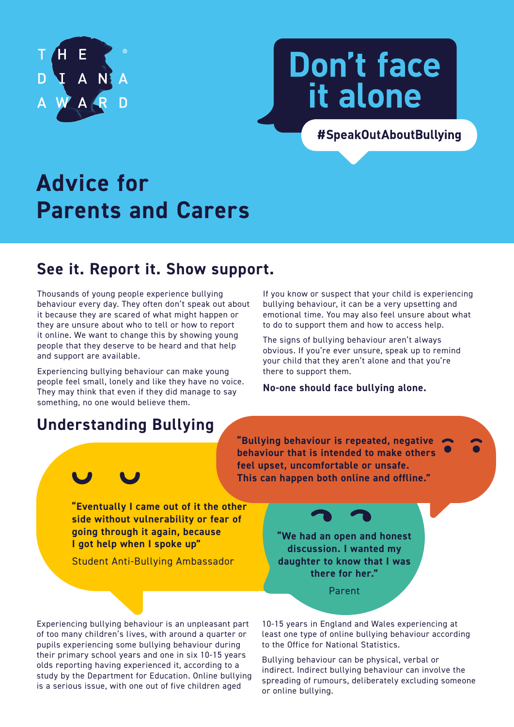THE DIANA AWARD®

# Don't face it alone

#SpeakOutAboutBullying

# Advice for Parents and Carers

## See it. Report it. Show support.

Thousands of young people experience bullying behaviour every day. They often don't speak out about it because they are scared of what might happen or they are unsure about who to tell or how to report it online. We want to change this by showing young people that they deserve to be heard and that help and support are available.

Experiencing bullying behaviour can make young people feel small, lonely and like they have no voice. They may think that even if they did manage to say something, no one would believe them.

If you know or suspect that your child is experiencing bullying behaviour, it can be a very upsetting and emotional time. You may also feel unsure about what to do to support them and how to access help.

The signs of bullying behaviour aren't always obvious. If you're ever unsure, speak up to remind your child that they aren't alone and that you're there to support them.

**No-one should face bullying alone.**

## Understanding Bullying

**"Bullying behaviour is repeated, negative behaviour that is intended to make others feel upset, uncomfortable or unsafe. This can happen both online and offline."**

**"Eventually I came out of it the other side without vulnerability or fear of going through it again, because I got help when I spoke up"**

Student Anti-Bullying Ambassador

**"We had an open and honest discussion. I wanted my daughter to know that I was there for her."**

Parent

Experiencing bullying behaviour is an unpleasant part of too many children's lives, with around a quarter or pupils experiencing some bullying behaviour during their primary school years and one in six 10-15 years olds reporting having experienced it, according to a study by the Department for Education. Online bullying is a serious issue, with one out of five children aged 10-15 years in England and Wales experiencing at least one type of online bullying behaviour according to the Office for National Statistics.

Bullying behaviour can be physical, verbal or indirect. Indirect bullying behaviour can involve the spreading of rumours, deliberately excluding someone or online bullying.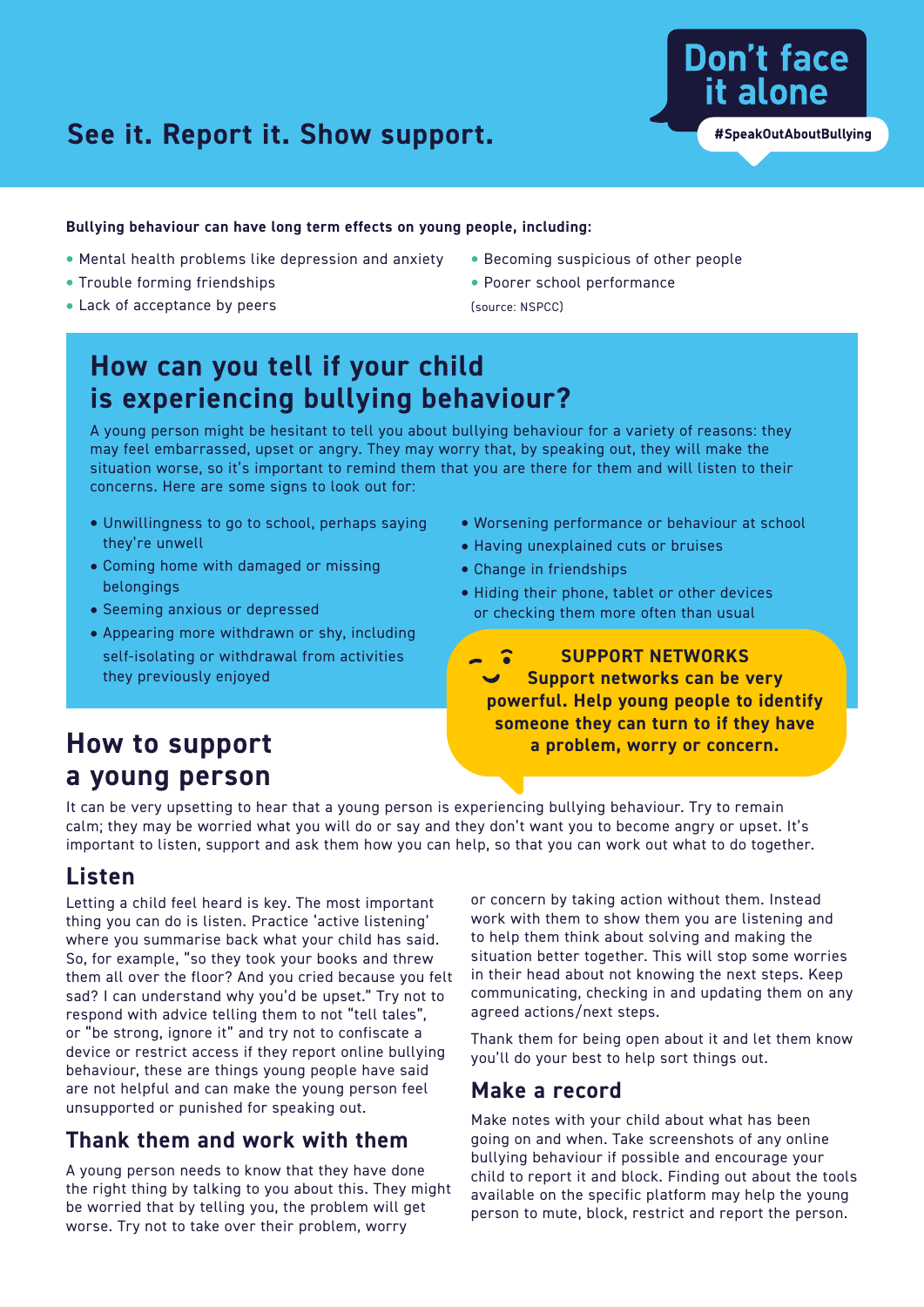## Don't face it alone

#SpeakOutAboutBullying

## See it. Report it. Show support.

**Bullying behaviour can have long term effects on young people, including:**

- Mental health problems like depression and anxiety
- Trouble forming friendships
- Lack of acceptance by peers
- Becoming suspicious of other people
- Poorer school performance

(source: NSPCC)

## How can you tell if your child is experiencing bullying behaviour?

A young person might be hesitant to tell you about bullying behaviour for a variety of reasons: they may feel embarrassed, upset or angry. They may worry that, by speaking out, they will make the situation worse, so it's important to remind them that you are there for them and will listen to their concerns. Here are some signs to look out for:

- Unwillingness to go to school, perhaps saying they're unwell
- Coming home with damaged or missing belongings
- Seeming anxious or depressed
- Appearing more withdrawn or shy, including self-isolating or withdrawal from activities they previously enjoyed
- Worsening performance or behaviour at school
- Having unexplained cuts or bruises
- Change in friendships
- Hiding their phone, tablet or other devices or checking them more often than usual

**SUPPORT NETWORKS**

**Support networks can be very powerful. Help young people to identify someone they can turn to if they have a problem, worry or concern.**

## How to support a young person

It can be very upsetting to hear that a young person is experiencing bullying behaviour. Try to remain calm; they may be worried what you will do or say and they don't want you to become angry or upset. It's important to listen, support and ask them how you can help, so that you can work out what to do together.

### Listen

Letting a child feel heard is key. The most important thing you can do is listen. Practice 'active listening' where you summarise back what your child has said. So, for example, "so they took your books and threw them all over the floor? And you cried because you felt sad? I can understand why you'd be upset." Try not to respond with advice telling them to not "tell tales", or "be strong, ignore it" and try not to confiscate a device or restrict access if they report online bullying behaviour, these are things young people have said are not helpful and can make the young person feel unsupported or punished for speaking out.

### Thank them and work with them

A young person needs to know that they have done the right thing by talking to you about this. They might be worried that by telling you, the problem will get worse. Try not to take over their problem, worry or concern by taking action without them. Instead work with them to show them you are listening and to help them think about solving and making the situation better together. This will stop some worries in their head about not knowing the next steps. Keep communicating, checking in and updating them on any agreed actions/next steps.

Thank them for being open about it and let them know you'll do your best to help sort things out.

### Make a record

Make notes with your child about what has been going on and when. Take screenshots of any online bullying behaviour if possible and encourage your child to report it and block. Finding out about the tools available on the specific platform may help the young person to mute, block, restrict and report the person.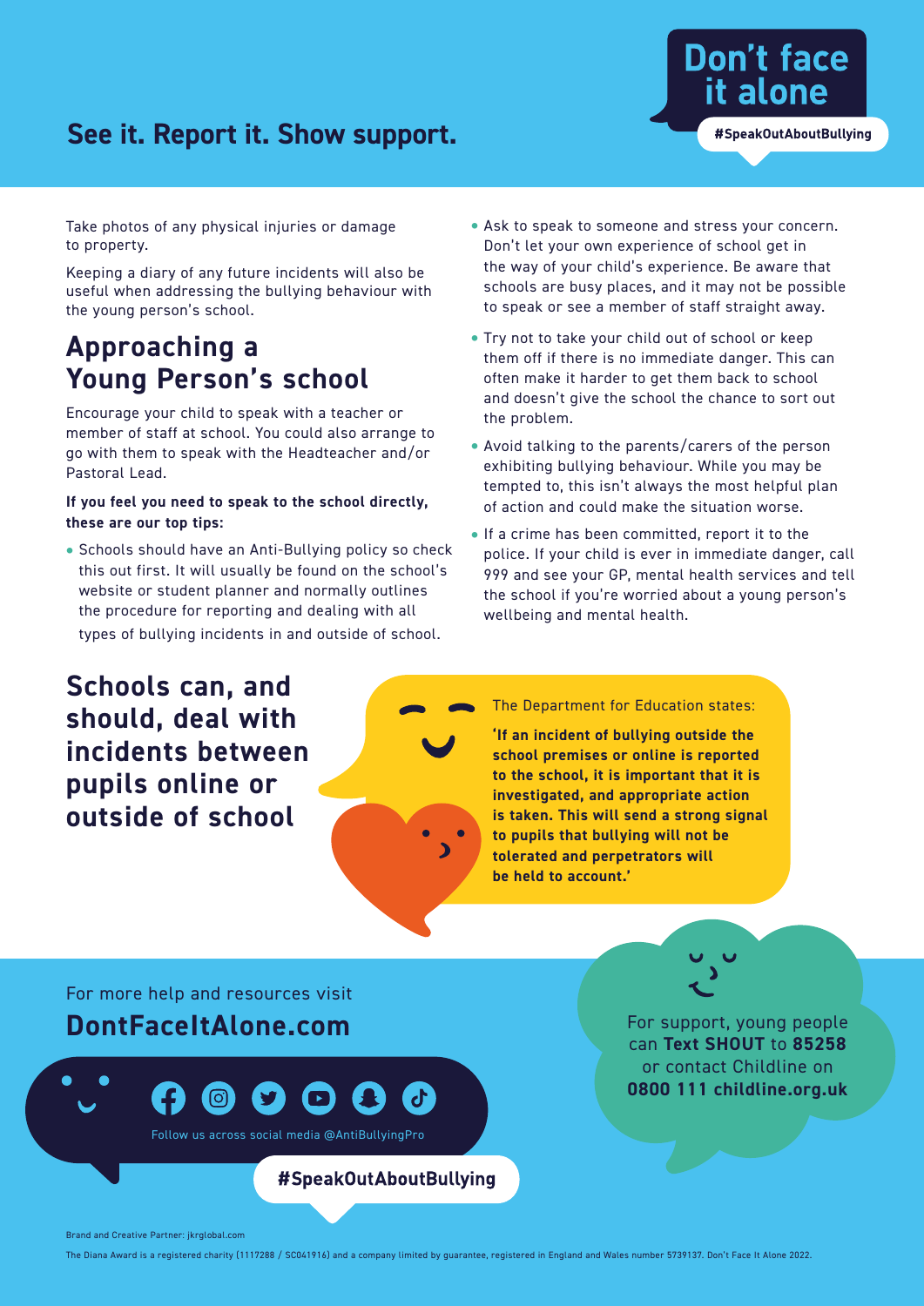**See it. Report it. Show support.**

**Don't face it alone**

**#SpeakOutAboutBullying**

Take photos of any physical injuries or damage to property.

Keeping a diary of any future incidents will also be useful when addressing the bullying behaviour with the young person's school.

## Approaching a Young Person's school

Encourage your child to speak with a teacher or member of staff at school. You could also arrange to go with them to speak with the Headteacher and/or Pastoral Lead.

**If you feel you need to speak to the school directly, these are our top tips:**

- Schools should have an Anti-Bullying policy so check this out first. It will usually be found on the school's website or student planner and normally outlines the procedure for reporting and dealing with all types of bullying incidents in and outside of school.
- Ask to speak to someone and stress your concern. Don't let your own experience of school get in the way of your child's experience. Be aware that schools are busy places, and it may not be possible to speak or see a member of staff straight away.
- Try not to take your child out of school or keep them off if there is no immediate danger. This can often make it harder to get them back to school and doesn't give the school the chance to sort out the problem.
- Avoid talking to the parents/carers of the person exhibiting bullying behaviour. While you may be tempted to, this isn't always the most helpful plan of action and could make the situation worse.
- If a crime has been committed, report it to the police. If your child is ever in immediate danger, call 999 and see your GP, mental health services and tell the school if you're worried about a young person's wellbeing and mental health.

## Schools can, and should, deal with incidents between pupils online or outside of school

The Department for Education states:

**'If an incident of bullying outside the school premises or online is reported to the school, it is important that it is investigated, and appropriate action is taken. This will send a strong signal to pupils that bullying will not be tolerated and perpetrators will be held to account.'**

For more help and resources visit

**DontFaceItAlone.com**

Follow us across social media @AntiBullyingPro

**#SpeakOutAboutBullying**

For support, young people can **Text SHOUT** to **85258** or contact Childline on **0800 111 childline.org.uk**

Brand and Creative Partner: jkrglobal.com

The Diana Award is a registered charity (1117288 / SC041916) and a company limited by guarantee, registered in England and Wales number 5739137. Don't Face It Alone 2022.